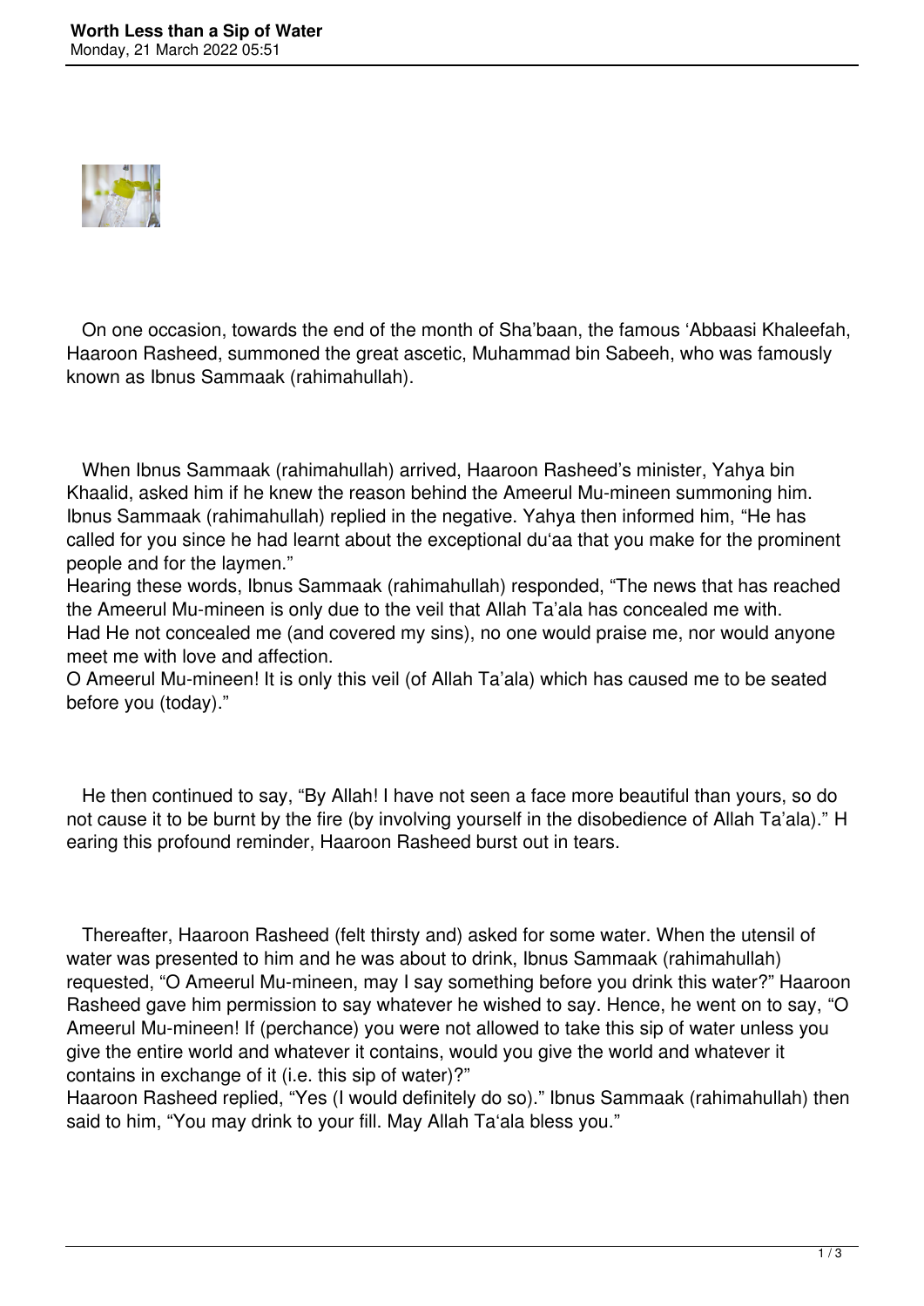On one occasion, towards the end of the month of Sha'baan, the famous 'Abbaasi Khaleefah, Haaroon Rasheed, summoned the great ascetic, Muhammad bin Sabeeh, who was famously known as Ibnus Sammaak (rahimahullah).

When Ibnus Sammaak (rahimahullah) arrived, Haaroon Rasheed's minister, Yahya bin Khaalid, asked him if he knew the reason behind the Ameerul Mu-mineen summoning him. Ibnus Sammaak (rahimahullah) replied in the negative. Yahya then informed him, "He has called for you since he had learnt about the exceptional du'aa that you make for the prominent people and for the laymen."

Hearing these words, Ibnus Sammaak (rahimahullah) responded, "The news that has reached the Ameerul Mu-mineen is only due to the veil that Allah Ta'ala has concealed me with. Had He not concealed me (and covered my sins), no one would praise me, nor would anyone meet me with love and affection.

O Ameerul Mu-mineen! It is only this veil (of Allah Ta'ala) which has caused me to be seated before you (today)."

He then continued to say, "By Allah! I have not seen a face more beautiful than yours, so do not cause it to be burnt by the fire (by involving yourself in the disobedience of Allah Ta'ala)." Hearing this profound reminder, Haaroon Rasheed burst out in tears.

Thereafter, Haaroon Rasheed (felt thirsty and) asked for some water. When the utensil of water was presented to him and he was about to drink, Ibnus Sammaak (rahimahullah) requested, "O Ameerul Mu-mineen, may I say something before you drink this water?" Haaroon Rasheed gave him permission to say whatever he wished to say. Hence, he went on to say, "O Ameerul Mu-mineen! If (perchance) you were not allowed to take this sip of water unless you give the entire world and whatever it contains, would you give the world and whatever it contains in exchange of it (i.e. this sip of water)?"

Haaroon Rasheed replied, "Yes (I would definitely do so)." Ibnus Sammaak (rahimahullah) then said to him, "You may drink to your fill. May Allah Ta'ala bless you."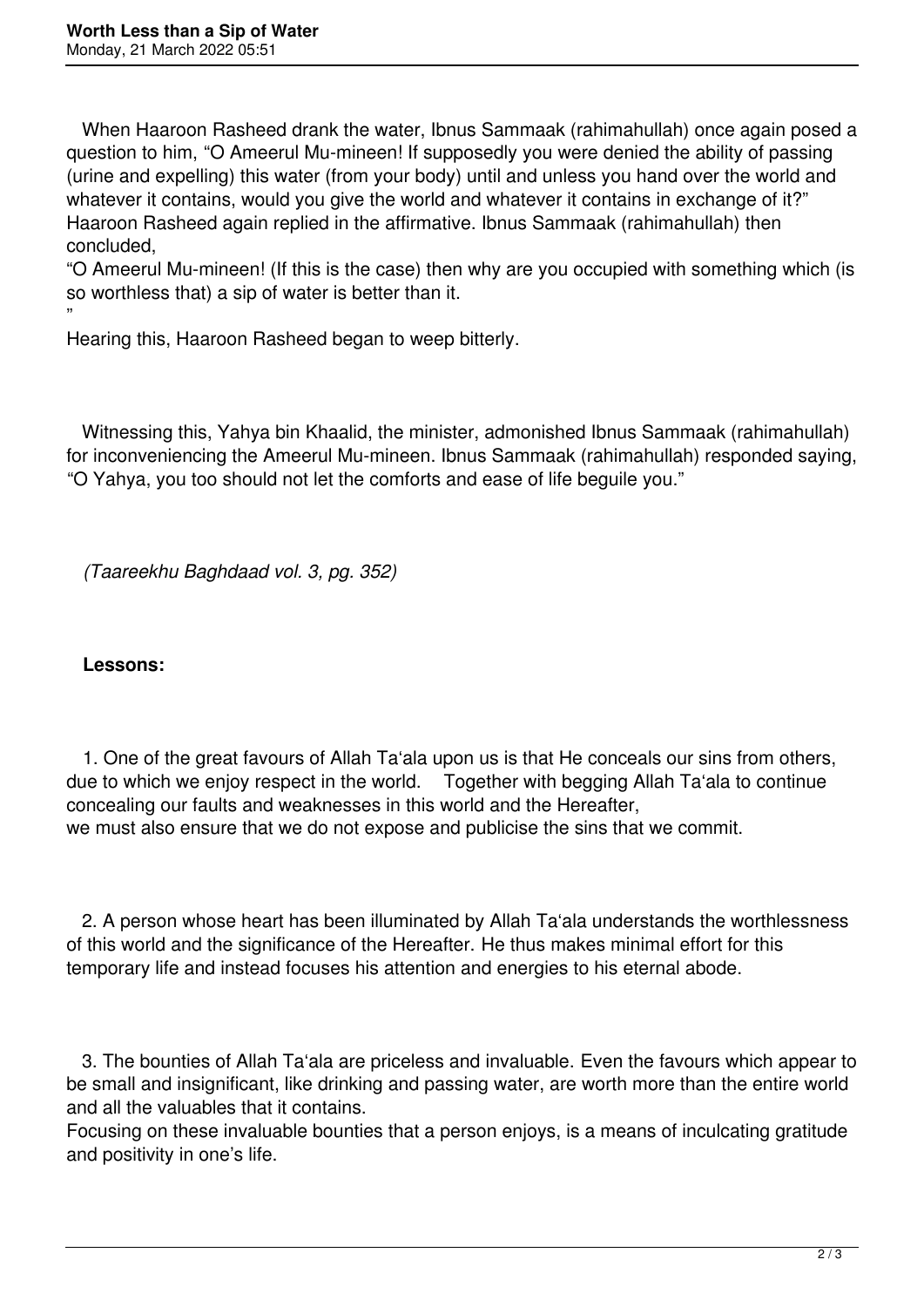When Haaroon Rasheed drank the water, Ibnus Sammaak (rahimahullah) once again posed a question to him, “O Ameerul Mu-mineen! If supposedly you were denied the ability of passing (urine and expelling) this water (from your body) until and unless you hand over the world and whatever it contains, would you give the world and whatever it contains in exchange of it?” Haaroon Rasheed again replied in the affirmative. Ibnus Sammaak (rahimahullah) then concluded,

“O Ameerul Mu-mineen! (If this is the case) then why are you occupied with something which (is so worthless that) a sip of water is better than it.
”

Hearing this, Haaroon Rasheed began to weep bitterly.

Witnessing this, Yahya bin Khaalid, the minister, admonished Ibnus Sammaak (rahimahullah) for inconveniencing the Ameerul Mu-mineen. Ibnus Sammaak (rahimahullah) responded saying, “O Yahya, you too should not let the comforts and ease of life beguile you.”

*(Taareekhu Baghdaad vol. 3, pg. 352)*

**Lessons:**

1. One of the great favours of Allah Ta‘ala upon us is that He conceals our sins from others, due to which we enjoy respect in the world. Together with begging Allah Ta‘ala to continue concealing our faults and weaknesses in this world and the Hereafter, we must also ensure that we do not expose and publicise the sins that we commit.

2. A person whose heart has been illuminated by Allah Ta‘ala understands the worthlessness of this world and the significance of the Hereafter. He thus makes minimal effort for this temporary life and instead focuses his attention and energies to his eternal abode.

3. The bounties of Allah Ta‘ala are priceless and invaluable. Even the favours which appear to be small and insignificant, like drinking and passing water, are worth more than the entire world and all the valuables that it contains.
Focusing on these invaluable bounties that a person enjoys, is a means of inculcating gratitude and positivity in one’s life.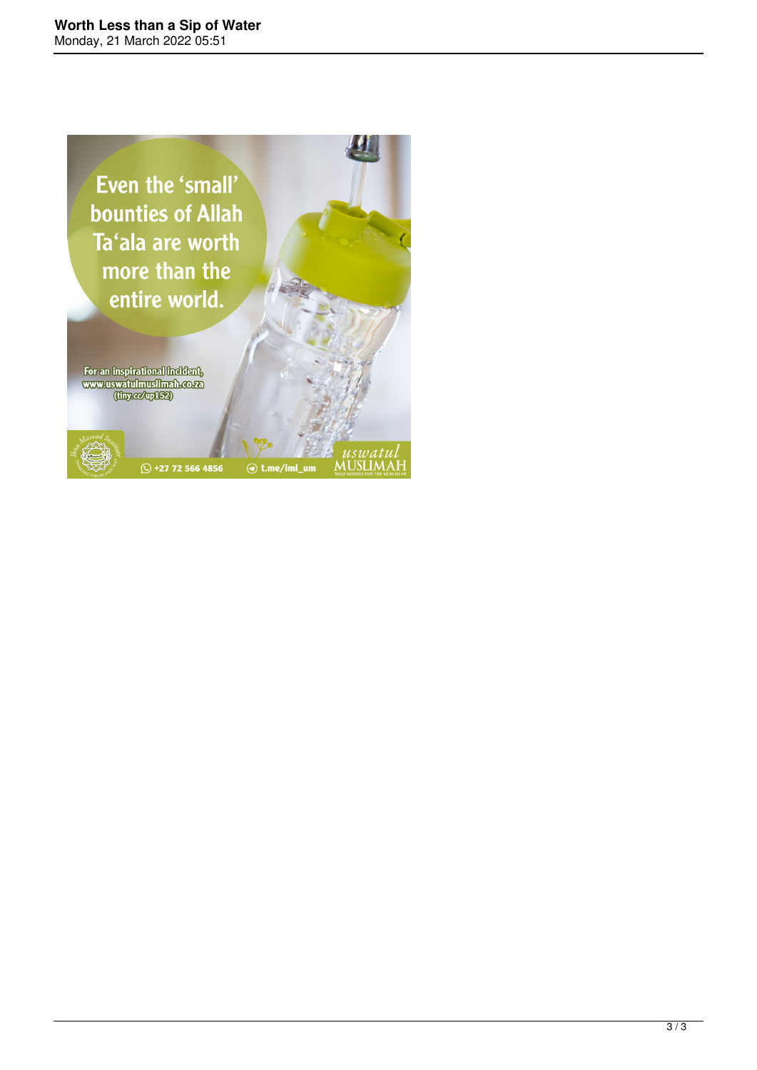Even the ‘small’ bounties of Allah Ta‘ala are worth more than the entire world.

For an inspirational incident, www.uswatulmuslimah.co.za (tiny.cc/up152)

+27 72 566 4856

t.me/imi_um

uswatul MUSLIMAH

ROLE MODELS FOR THE MUSLIMAH